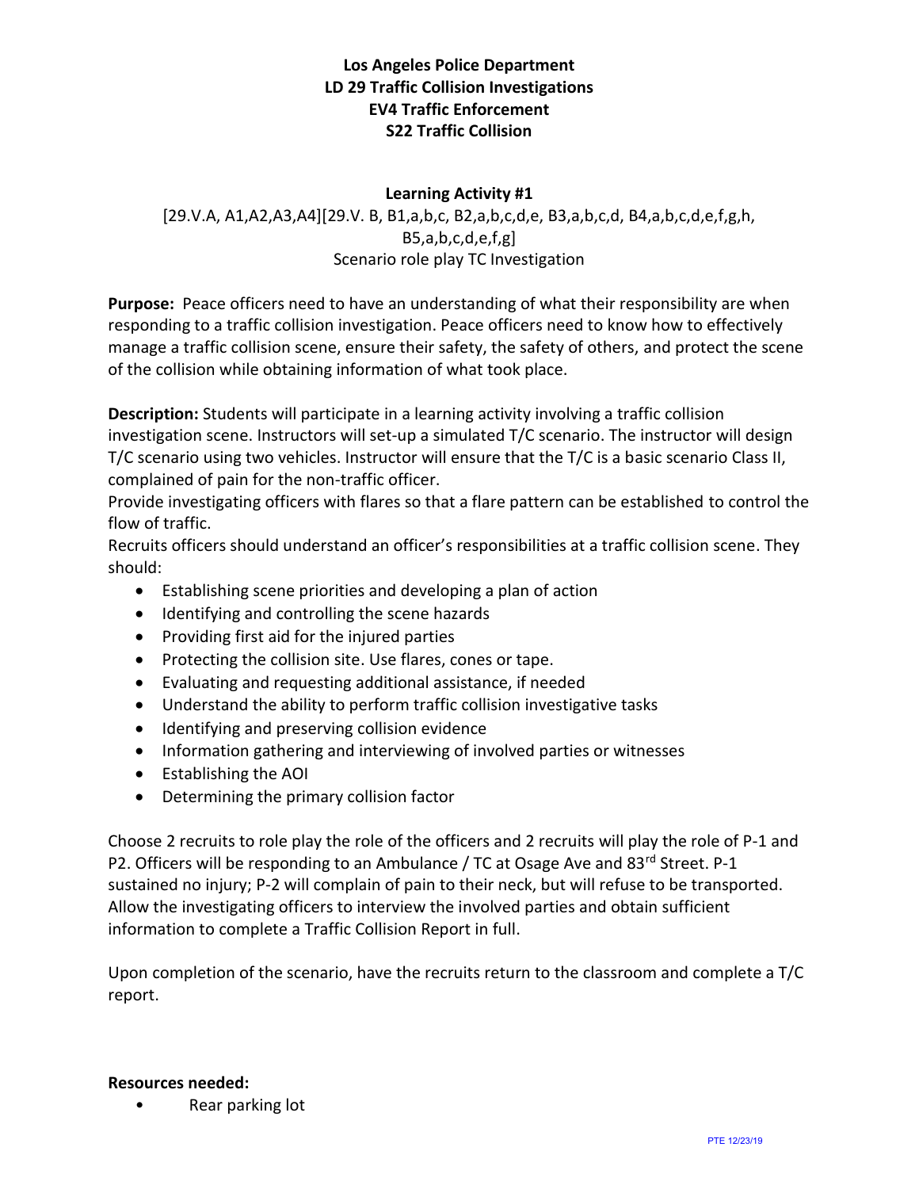# Los Angeles Police Department
## LD 29 Traffic Collision Investigations
## EV4 Traffic Enforcement
## S22 Traffic Collision

### Learning Activity #1

[29.V.A, A1,A2,A3,A4][29.V. B, B1,a,b,c, B2,a,b,c,d,e, B3,a,b,c,d, B4,a,b,c,d,e,f,g,h, B5,a,b,c,d,e,f,g]
Scenario role play TC Investigation

**Purpose:** Peace officers need to have an understanding of what their responsibility are when responding to a traffic collision investigation. Peace officers need to know how to effectively manage a traffic collision scene, ensure their safety, the safety of others, and protect the scene of the collision while obtaining information of what took place.

**Description:** Students will participate in a learning activity involving a traffic collision investigation scene. Instructors will set-up a simulated T/C scenario. The instructor will design T/C scenario using two vehicles. Instructor will ensure that the T/C is a basic scenario Class II, complained of pain for the non-traffic officer.
Provide investigating officers with flares so that a flare pattern can be established to control the flow of traffic.
Recruits officers should understand an officer's responsibilities at a traffic collision scene. They should:

- Establishing scene priorities and developing a plan of action
- Identifying and controlling the scene hazards
- Providing first aid for the injured parties
- Protecting the collision site. Use flares, cones or tape.
- Evaluating and requesting additional assistance, if needed
- Understand the ability to perform traffic collision investigative tasks
- Identifying and preserving collision evidence
- Information gathering and interviewing of involved parties or witnesses
- Establishing the AOI
- Determining the primary collision factor

Choose 2 recruits to role play the role of the officers and 2 recruits will play the role of P-1 and P2. Officers will be responding to an Ambulance / TC at Osage Ave and 83rd Street. P-1 sustained no injury; P-2 will complain of pain to their neck, but will refuse to be transported. Allow the investigating officers to interview the involved parties and obtain sufficient information to complete a Traffic Collision Report in full.

Upon completion of the scenario, have the recruits return to the classroom and complete a T/C report.

**Resources needed:**

- Rear parking lot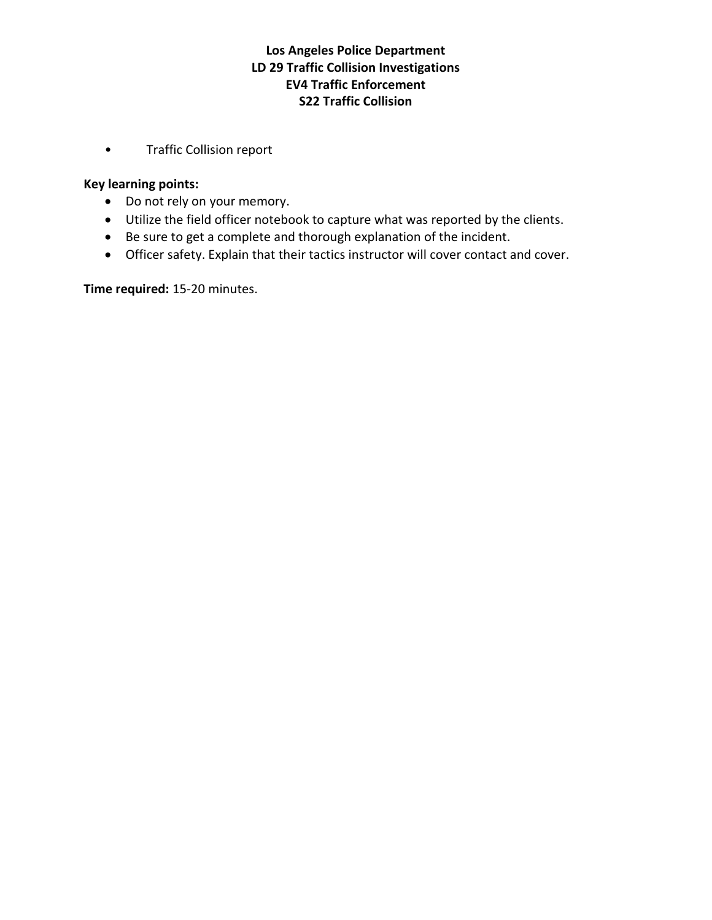- Traffic Collision report

**Key learning points:**

- Do not rely on your memory.
- Utilize the field officer notebook to capture what was reported by the clients.
- Be sure to get a complete and thorough explanation of the incident.
- Officer safety. Explain that their tactics instructor will cover contact and cover.

**Time required:** 15-20 minutes.